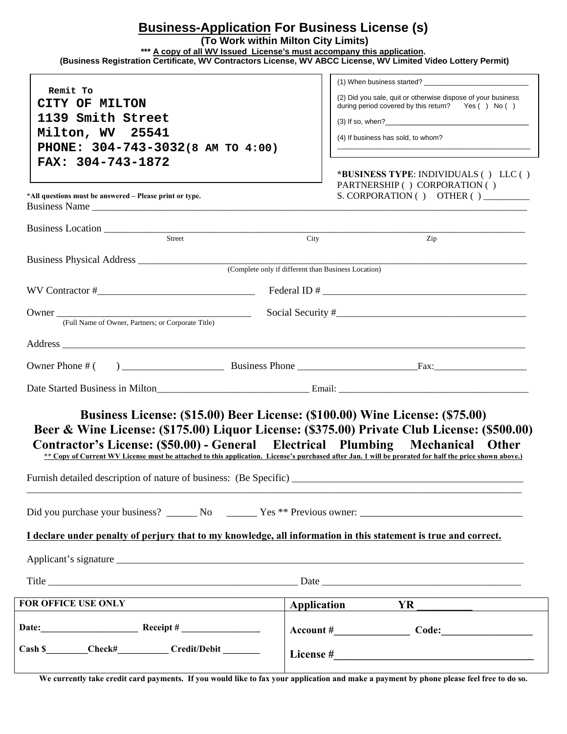# Business-Application For Business License (s)

**(To Work within Milton City Limits)**

**\*\*\* A copy of all WV Issued License's must accompany this application.**

**(Business Registration Certificate, WV Contractors License, WV ABCC License, WV Limited Video Lottery Permit)**

Remit To
**CITY OF MILTON**
**1139 Smith Street**
**Milton, WV 25541**
**PHONE: 304-743-3032(8 AM TO 4:00)**
**FAX: 304-743-1872**

(1) When business started? ___________________________

(2) Did you sale, quit or otherwise dispose of your business during period covered by this return? Yes ( ) No ( )

(3) If so, when?_______________________________________

(4) If business has sold, to whom?
_______________________________________________

**\*BUSINESS TYPE**: INDIVIDUALS ( ) LLC ( ) PARTNERSHIP ( ) CORPORATION ( ) S. CORPORATION ( ) OTHER ( ) __________

**\*All questions must be answered – Please print or type.**

Business Name ______________________________________________________________________________________

Business Location ___________________________________________________________________________________
Street City Zip

Business Physical Address ___________________________________________________________________________
(Complete only if different than Business Location)

WV Contractor #________________________________ Federal ID # __________________________________________

Owner ______________________________________ Social Security #_____________________________________
(Full Name of Owner, Partners; or Corporate Title)

Address ___________________________________________________________________________________________

Owner Phone # ( ) ____________________ Business Phone ________________________Fax:___________________

Date Started Business in Milton_______________________________ Email: ________________________________________

**Business License: ($15.00) Beer License: ($100.00) Wine License: ($75.00)**
**Beer & Wine License: ($175.00) Liquor License: ($375.00) Private Club License: ($500.00)**
**Contractor's License: ($50.00) - General Electrical Plumbing Mechanical Other**

**\*\* Copy of Current WV License must be attached to this application. License's purchased after Jan. 1 will be prorated for half the price shown above.)**

Furnish detailed description of nature of business: (Be Specific) _______________________________________________
_____________________________________________________________________________________________________

Did you purchase your business? ______ No ______ Yes \*\* Previous owner: ________________________________

**I declare under penalty of perjury that to my knowledge, all information in this statement is true and correct.**

Applicant's signature _________________________________________________________________________________

Title ___________________________________________________ Date ________________________________________

| **FOR OFFICE USE ONLY** | **Application YR __________** |
|---|---|
| **Date:____________________ Receipt # ________________** | **Account #_______________ Code:__________________** |
| **Cash $________Check#__________ Credit/Debit _______** | **License #______________________________________** |

**We currently take credit card payments. If you would like to fax your application and make a payment by phone please feel free to do so.**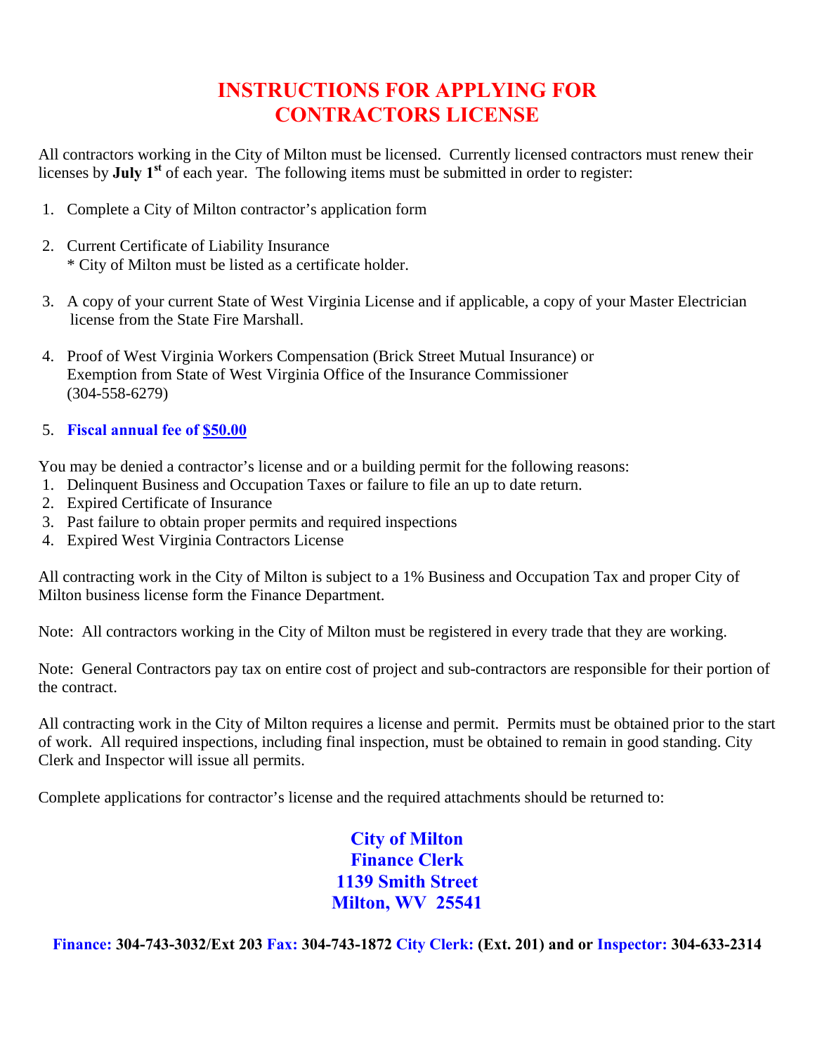# INSTRUCTIONS FOR APPLYING FOR CONTRACTORS LICENSE

All contractors working in the City of Milton must be licensed. Currently licensed contractors must renew their licenses by **July 1st** of each year. The following items must be submitted in order to register:

1. Complete a City of Milton contractor's application form
2. Current Certificate of Liability Insurance
   * City of Milton must be listed as a certificate holder.
3. A copy of your current State of West Virginia License and if applicable, a copy of your Master Electrician license from the State Fire Marshall.
4. Proof of West Virginia Workers Compensation (Brick Street Mutual Insurance) or Exemption from State of West Virginia Office of the Insurance Commissioner (304-558-6279)
5. **Fiscal annual fee of <u>$50.00</u>**

You may be denied a contractor's license and or a building permit for the following reasons:

1. Delinquent Business and Occupation Taxes or failure to file an up to date return.
2. Expired Certificate of Insurance
3. Past failure to obtain proper permits and required inspections
4. Expired West Virginia Contractors License

All contracting work in the City of Milton is subject to a 1% Business and Occupation Tax and proper City of Milton business license form the Finance Department.

Note: All contractors working in the City of Milton must be registered in every trade that they are working.

Note: General Contractors pay tax on entire cost of project and sub-contractors are responsible for their portion of the contract.

All contracting work in the City of Milton requires a license and permit. Permits must be obtained prior to the start of work. All required inspections, including final inspection, must be obtained to remain in good standing. City Clerk and Inspector will issue all permits.

Complete applications for contractor's license and the required attachments should be returned to:

**City of Milton**
**Finance Clerk**
**1139 Smith Street**
**Milton, WV 25541**

**Finance: 304-743-3032/Ext 203 Fax: 304-743-1872 City Clerk: (Ext. 201) and or Inspector: 304-633-2314**